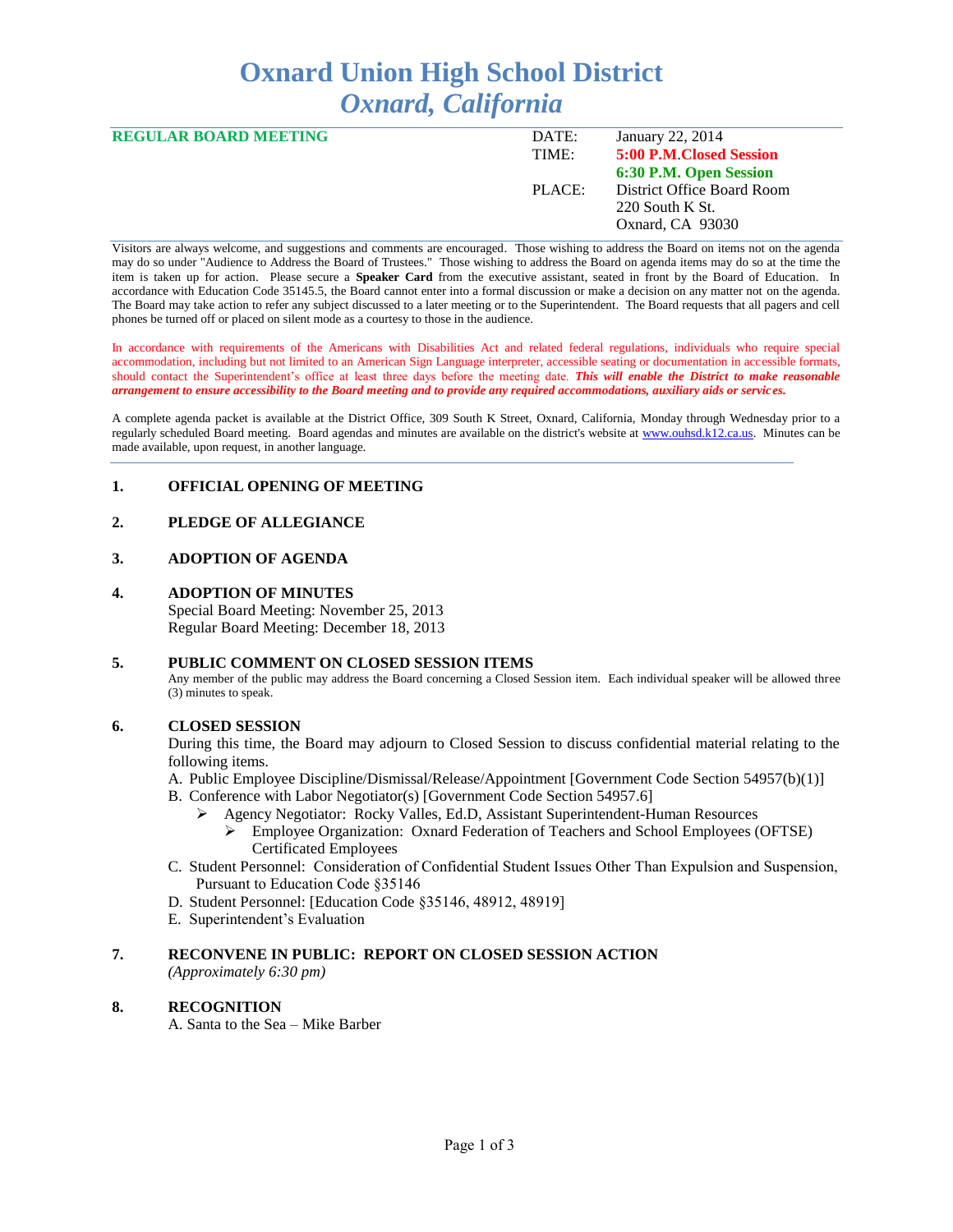# Oxnard Union High School District
## *Oxnard, California*

| **REGULAR BOARD MEETING** | DATE: | January 22, 2014 |
|---|---|---|
| | TIME: | **5:00 P.M.Closed Session** |
| | | **6:30 P.M. Open Session** |
| | PLACE: | District Office Board Room |
| | | 220 South K St. |
| | | Oxnard, CA 93030 |

Visitors are always welcome, and suggestions and comments are encouraged. Those wishing to address the Board on items not on the agenda may do so under "Audience to Address the Board of Trustees." Those wishing to address the Board on agenda items may do so at the time the item is taken up for action. Please secure a **Speaker Card** from the executive assistant, seated in front by the Board of Education. In accordance with Education Code 35145.5, the Board cannot enter into a formal discussion or make a decision on any matter not on the agenda. The Board may take action to refer any subject discussed to a later meeting or to the Superintendent. The Board requests that all pagers and cell phones be turned off or placed on silent mode as a courtesy to those in the audience.

In accordance with requirements of the Americans with Disabilities Act and related federal regulations, individuals who require special accommodation, including but not limited to an American Sign Language interpreter, accessible seating or documentation in accessible formats, should contact the Superintendent's office at least three days before the meeting date. ***This will enable the District to make reasonable arrangement to ensure accessibility to the Board meeting and to provide any required accommodations, auxiliary aids or services.***

A complete agenda packet is available at the District Office, 309 South K Street, Oxnard, California, Monday through Wednesday prior to a regularly scheduled Board meeting. Board agendas and minutes are available on the district's website at www.ouhsd.k12.ca.us. Minutes can be made available, upon request, in another language.

---

**1. OFFICIAL OPENING OF MEETING**

**2. PLEDGE OF ALLEGIANCE**

**3. ADOPTION OF AGENDA**

**4. ADOPTION OF MINUTES**
Special Board Meeting: November 25, 2013
Regular Board Meeting: December 18, 2013

**5. PUBLIC COMMENT ON CLOSED SESSION ITEMS**
Any member of the public may address the Board concerning a Closed Session item. Each individual speaker will be allowed three (3) minutes to speak.

**6. CLOSED SESSION**
During this time, the Board may adjourn to Closed Session to discuss confidential material relating to the following items.

A. Public Employee Discipline/Dismissal/Release/Appointment [Government Code Section 54957(b)(1)]
B. Conference with Labor Negotiator(s) [Government Code Section 54957.6]
   - Agency Negotiator: Rocky Valles, Ed.D, Assistant Superintendent-Human Resources
     - Employee Organization: Oxnard Federation of Teachers and School Employees (OFTSE) Certificated Employees
C. Student Personnel: Consideration of Confidential Student Issues Other Than Expulsion and Suspension, Pursuant to Education Code §35146
D. Student Personnel: [Education Code §35146, 48912, 48919]
E. Superintendent's Evaluation

**7. RECONVENE IN PUBLIC: REPORT ON CLOSED SESSION ACTION**
*(Approximately 6:30 pm)*

**8. RECOGNITION**
A. Santa to the Sea – Mike Barber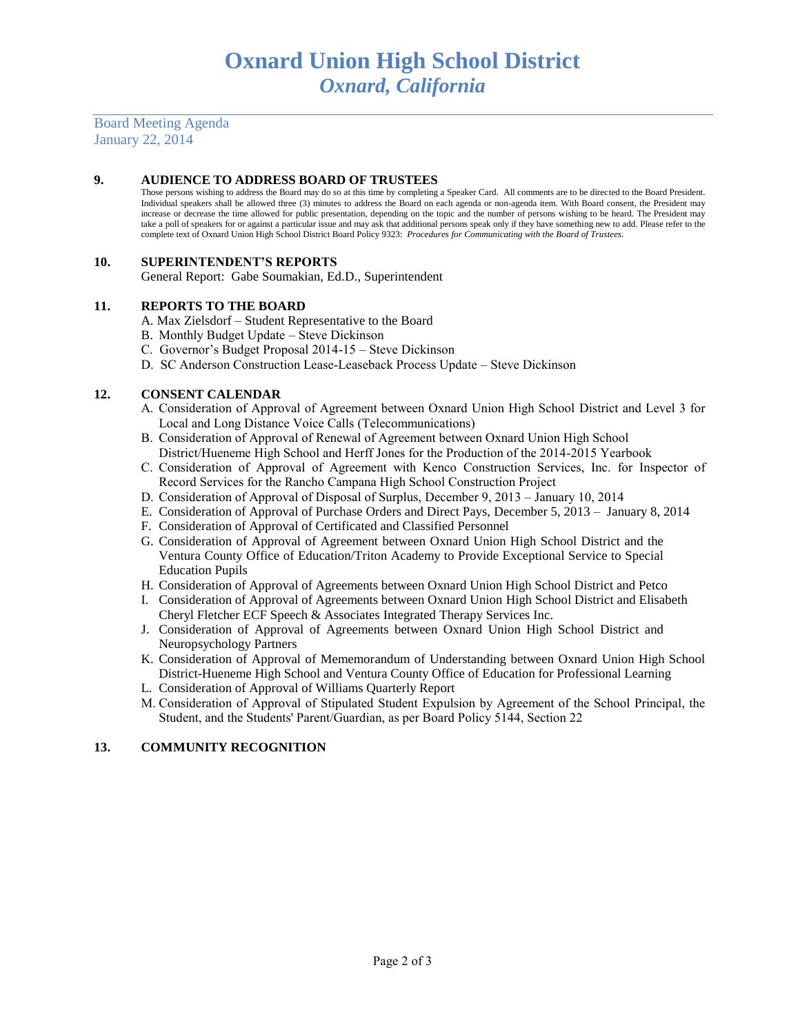# Oxnard Union High School District
## *Oxnard, California*

Board Meeting Agenda
January 22, 2014

**9. AUDIENCE TO ADDRESS BOARD OF TRUSTEES**

Those persons wishing to address the Board may do so at this time by completing a Speaker Card. All comments are to be directed to the Board President. Individual speakers shall be allowed three (3) minutes to address the Board on each agenda or non-agenda item. With Board consent, the President may increase or decrease the time allowed for public presentation, depending on the topic and the number of persons wishing to be heard. The President may take a poll of speakers for or against a particular issue and may ask that additional persons speak only if they have something new to add. Please refer to the complete text of Oxnard Union High School District Board Policy 9323: *Procedures for Communicating with the Board of Trustees.*

**10. SUPERINTENDENT'S REPORTS**

General Report: Gabe Soumakian, Ed.D., Superintendent

**11. REPORTS TO THE BOARD**

A. Max Zielsdorf – Student Representative to the Board
B. Monthly Budget Update – Steve Dickinson
C. Governor's Budget Proposal 2014-15 – Steve Dickinson
D. SC Anderson Construction Lease-Leaseback Process Update – Steve Dickinson

**12. CONSENT CALENDAR**

A. Consideration of Approval of Agreement between Oxnard Union High School District and Level 3 for Local and Long Distance Voice Calls (Telecommunications)
B. Consideration of Approval of Renewal of Agreement between Oxnard Union High School District/Hueneme High School and Herff Jones for the Production of the 2014-2015 Yearbook
C. Consideration of Approval of Agreement with Kenco Construction Services, Inc. for Inspector of Record Services for the Rancho Campana High School Construction Project
D. Consideration of Approval of Disposal of Surplus, December 9, 2013 – January 10, 2014
E. Consideration of Approval of Purchase Orders and Direct Pays, December 5, 2013 – January 8, 2014
F. Consideration of Approval of Certificated and Classified Personnel
G. Consideration of Approval of Agreement between Oxnard Union High School District and the Ventura County Office of Education/Triton Academy to Provide Exceptional Service to Special Education Pupils
H. Consideration of Approval of Agreements between Oxnard Union High School District and Petco
I. Consideration of Approval of Agreements between Oxnard Union High School District and Elisabeth Cheryl Fletcher ECF Speech & Associates Integrated Therapy Services Inc.
J. Consideration of Approval of Agreements between Oxnard Union High School District and Neuropsychology Partners
K. Consideration of Approval of Mememorandum of Understanding between Oxnard Union High School District-Hueneme High School and Ventura County Office of Education for Professional Learning
L. Consideration of Approval of Williams Quarterly Report
M. Consideration of Approval of Stipulated Student Expulsion by Agreement of the School Principal, the Student, and the Students' Parent/Guardian, as per Board Policy 5144, Section 22

**13. COMMUNITY RECOGNITION**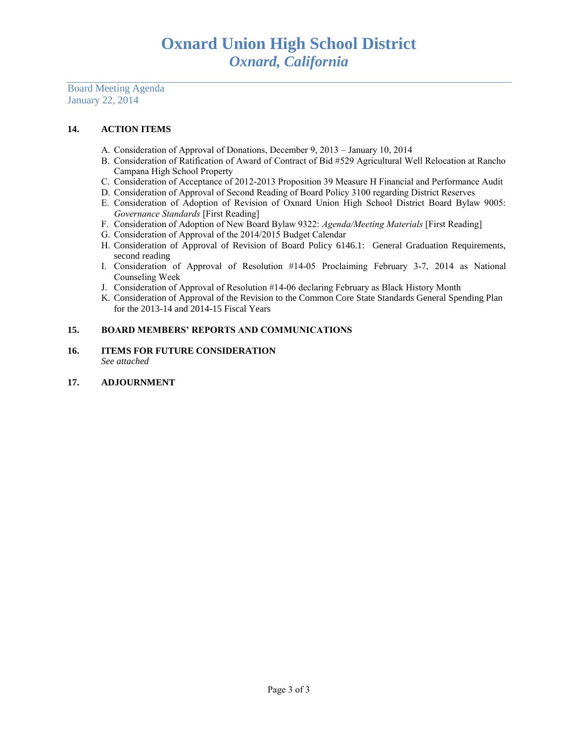# Oxnard Union High School District
## *Oxnard, California*

Board Meeting Agenda
January 22, 2014

**14. ACTION ITEMS**

A. Consideration of Approval of Donations, December 9, 2013 – January 10, 2014
B. Consideration of Ratification of Award of Contract of Bid #529 Agricultural Well Relocation at Rancho Campana High School Property
C. Consideration of Acceptance of 2012-2013 Proposition 39 Measure H Financial and Performance Audit
D. Consideration of Approval of Second Reading of Board Policy 3100 regarding District Reserves
E. Consideration of Adoption of Revision of Oxnard Union High School District Board Bylaw 9005: *Governance Standards* [First Reading]
F. Consideration of Adoption of New Board Bylaw 9322: *Agenda/Meeting Materials* [First Reading]
G. Consideration of Approval of the 2014/2015 Budget Calendar
H. Consideration of Approval of Revision of Board Policy 6146.1: General Graduation Requirements, second reading
I. Consideration of Approval of Resolution #14-05 Proclaiming February 3-7, 2014 as National Counseling Week
J. Consideration of Approval of Resolution #14-06 declaring February as Black History Month
K. Consideration of Approval of the Revision to the Common Core State Standards General Spending Plan for the 2013-14 and 2014-15 Fiscal Years

**15. BOARD MEMBERS' REPORTS AND COMMUNICATIONS**

**16. ITEMS FOR FUTURE CONSIDERATION**
*See attached*

**17. ADJOURNMENT**